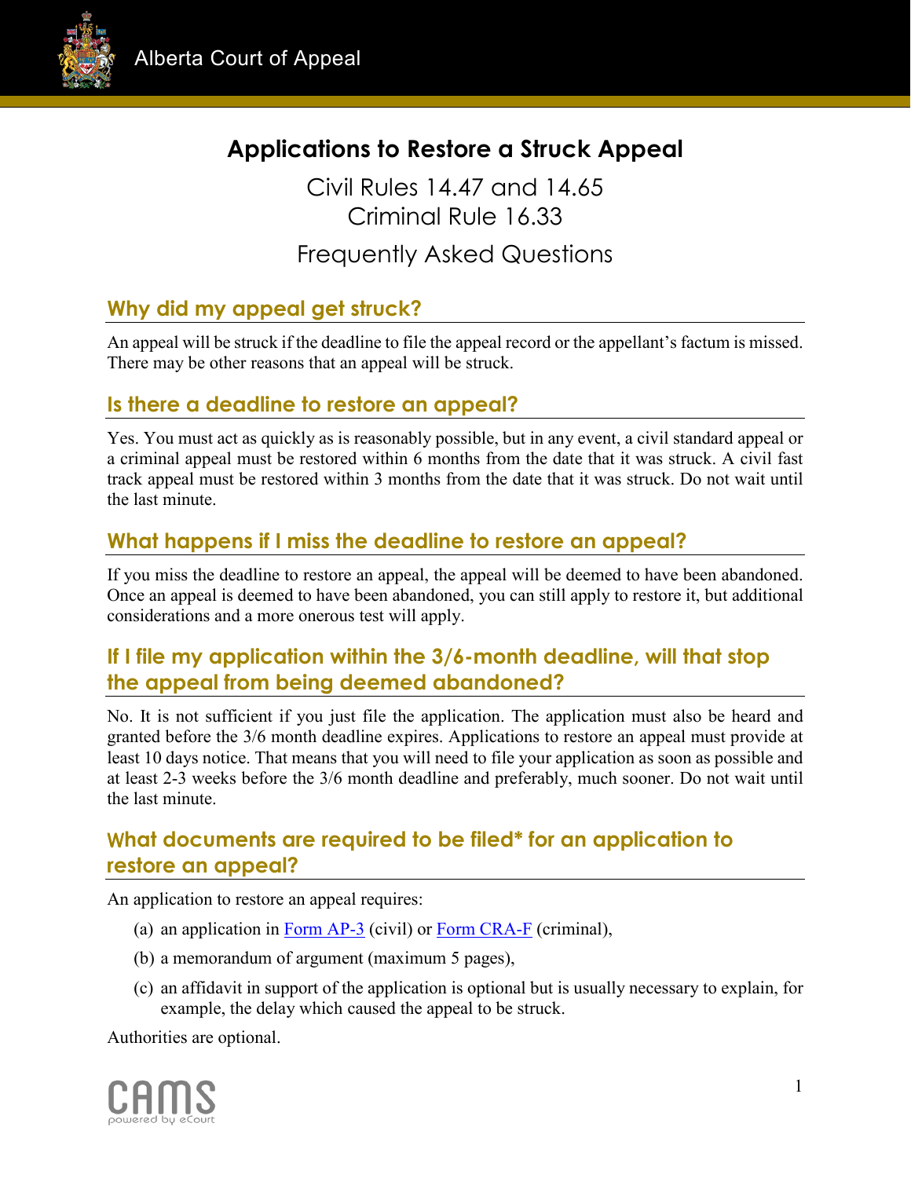Alberta Court of Appeal

# Applications to Restore a Struck Appeal

Civil Rules 14.47 and 14.65
Criminal Rule 16.33

Frequently Asked Questions

## Why did my appeal get struck?

An appeal will be struck if the deadline to file the appeal record or the appellant's factum is missed. There may be other reasons that an appeal will be struck.

## Is there a deadline to restore an appeal?

Yes. You must act as quickly as is reasonably possible, but in any event, a civil standard appeal or a criminal appeal must be restored within 6 months from the date that it was struck. A civil fast track appeal must be restored within 3 months from the date that it was struck. Do not wait until the last minute.

## What happens if I miss the deadline to restore an appeal?

If you miss the deadline to restore an appeal, the appeal will be deemed to have been abandoned. Once an appeal is deemed to have been abandoned, you can still apply to restore it, but additional considerations and a more onerous test will apply.

## If I file my application within the 3/6-month deadline, will that stop the appeal from being deemed abandoned?

No. It is not sufficient if you just file the application. The application must also be heard and granted before the 3/6 month deadline expires. Applications to restore an appeal must provide at least 10 days notice. That means that you will need to file your application as soon as possible and at least 2-3 weeks before the 3/6 month deadline and preferably, much sooner. Do not wait until the last minute.

## What documents are required to be filed* for an application to restore an appeal?

An application to restore an appeal requires:

(a) an application in Form AP-3 (civil) or Form CRA-F (criminal),

(b) a memorandum of argument (maximum 5 pages),

(c) an affidavit in support of the application is optional but is usually necessary to explain, for example, the delay which caused the appeal to be struck.

Authorities are optional.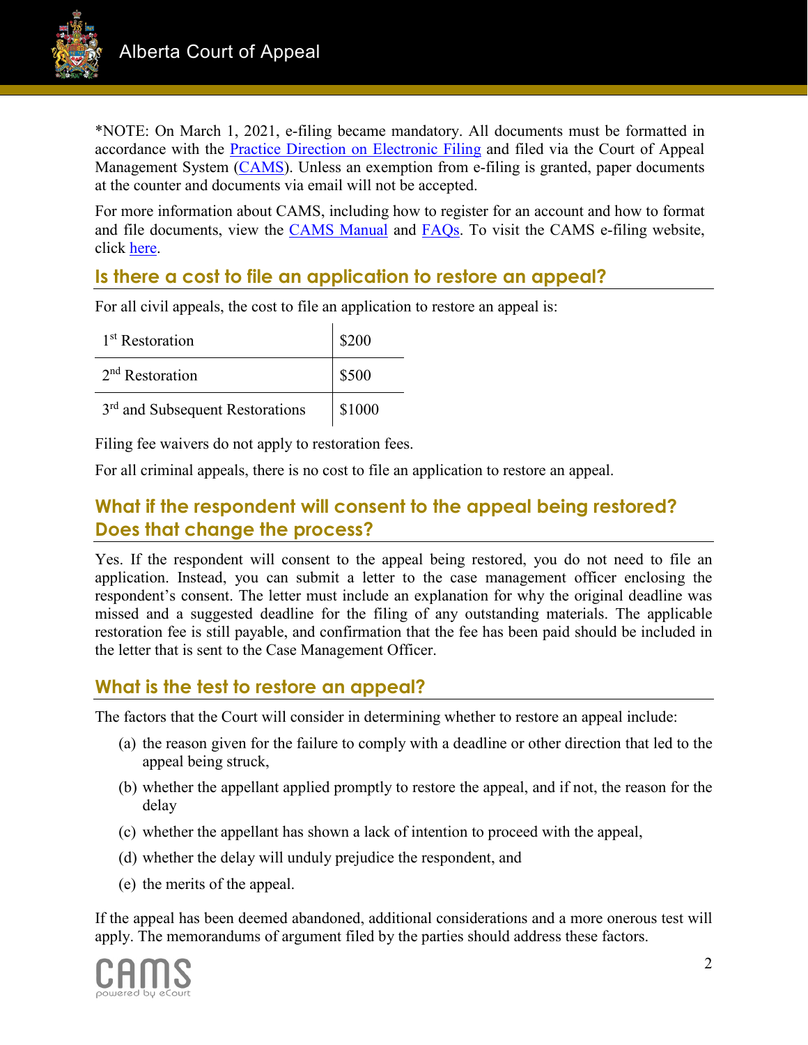*NOTE: On March 1, 2021, e-filing became mandatory. All documents must be formatted in accordance with the Practice Direction on Electronic Filing and filed via the Court of Appeal Management System (CAMS). Unless an exemption from e-filing is granted, paper documents at the counter and documents via email will not be accepted.

For more information about CAMS, including how to register for an account and how to format and file documents, view the CAMS Manual and FAQs. To visit the CAMS e-filing website, click here.

## Is there a cost to file an application to restore an appeal?

For all civil appeals, the cost to file an application to restore an appeal is:

| | |
|---|---|
| 1st Restoration | $200 |
| 2nd Restoration | $500 |
| 3rd and Subsequent Restorations | $1000 |

Filing fee waivers do not apply to restoration fees.

For all criminal appeals, there is no cost to file an application to restore an appeal.

## What if the respondent will consent to the appeal being restored? Does that change the process?

Yes. If the respondent will consent to the appeal being restored, you do not need to file an application. Instead, you can submit a letter to the case management officer enclosing the respondent's consent. The letter must include an explanation for why the original deadline was missed and a suggested deadline for the filing of any outstanding materials. The applicable restoration fee is still payable, and confirmation that the fee has been paid should be included in the letter that is sent to the Case Management Officer.

## What is the test to restore an appeal?

The factors that the Court will consider in determining whether to restore an appeal include:

(a) the reason given for the failure to comply with a deadline or other direction that led to the appeal being struck,

(b) whether the appellant applied promptly to restore the appeal, and if not, the reason for the delay

(c) whether the appellant has shown a lack of intention to proceed with the appeal,

(d) whether the delay will unduly prejudice the respondent, and

(e) the merits of the appeal.

If the appeal has been deemed abandoned, additional considerations and a more onerous test will apply. The memorandums of argument filed by the parties should address these factors.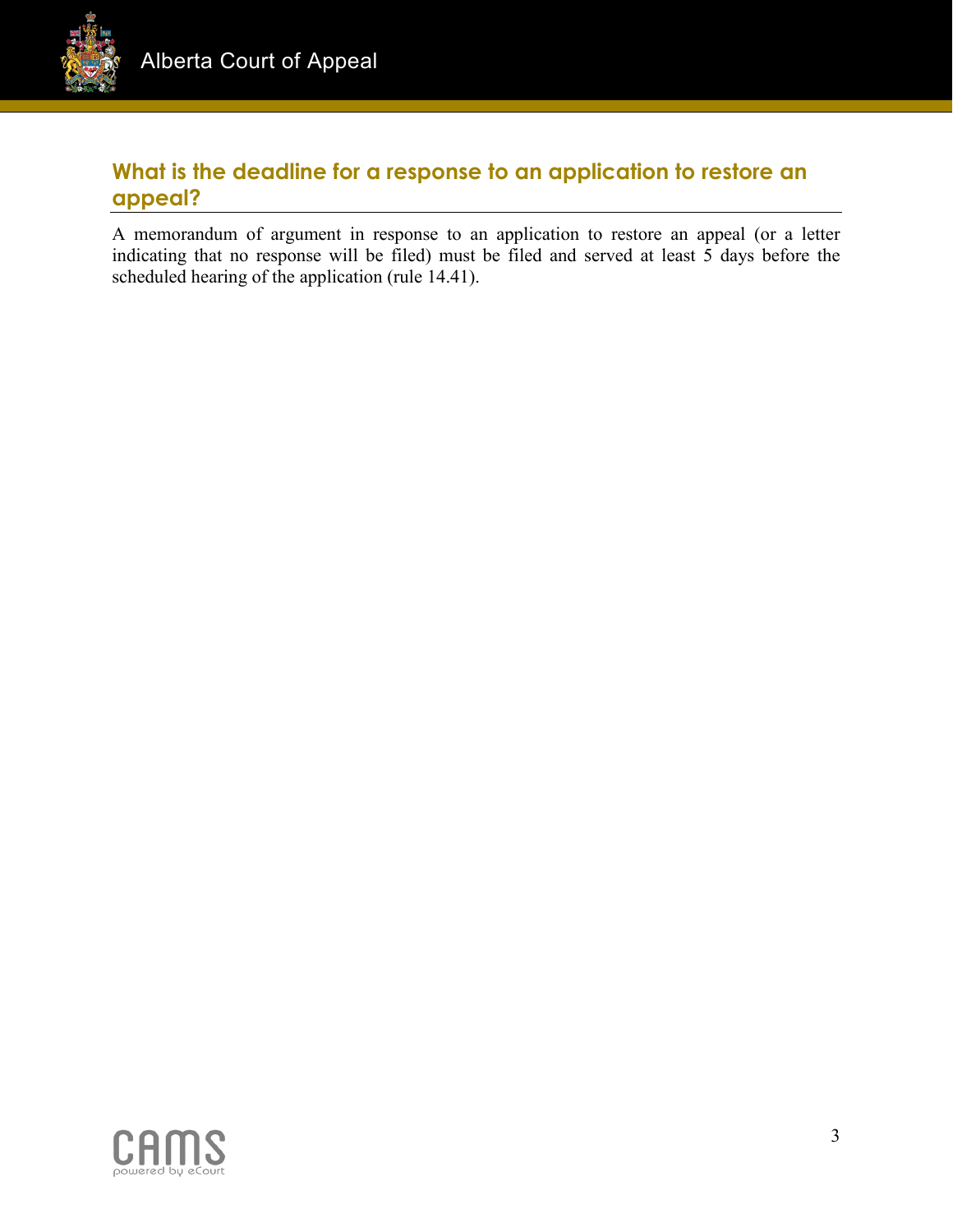## What is the deadline for a response to an application to restore an appeal?

A memorandum of argument in response to an application to restore an appeal (or a letter indicating that no response will be filed) must be filed and served at least 5 days before the scheduled hearing of the application (rule 14.41).